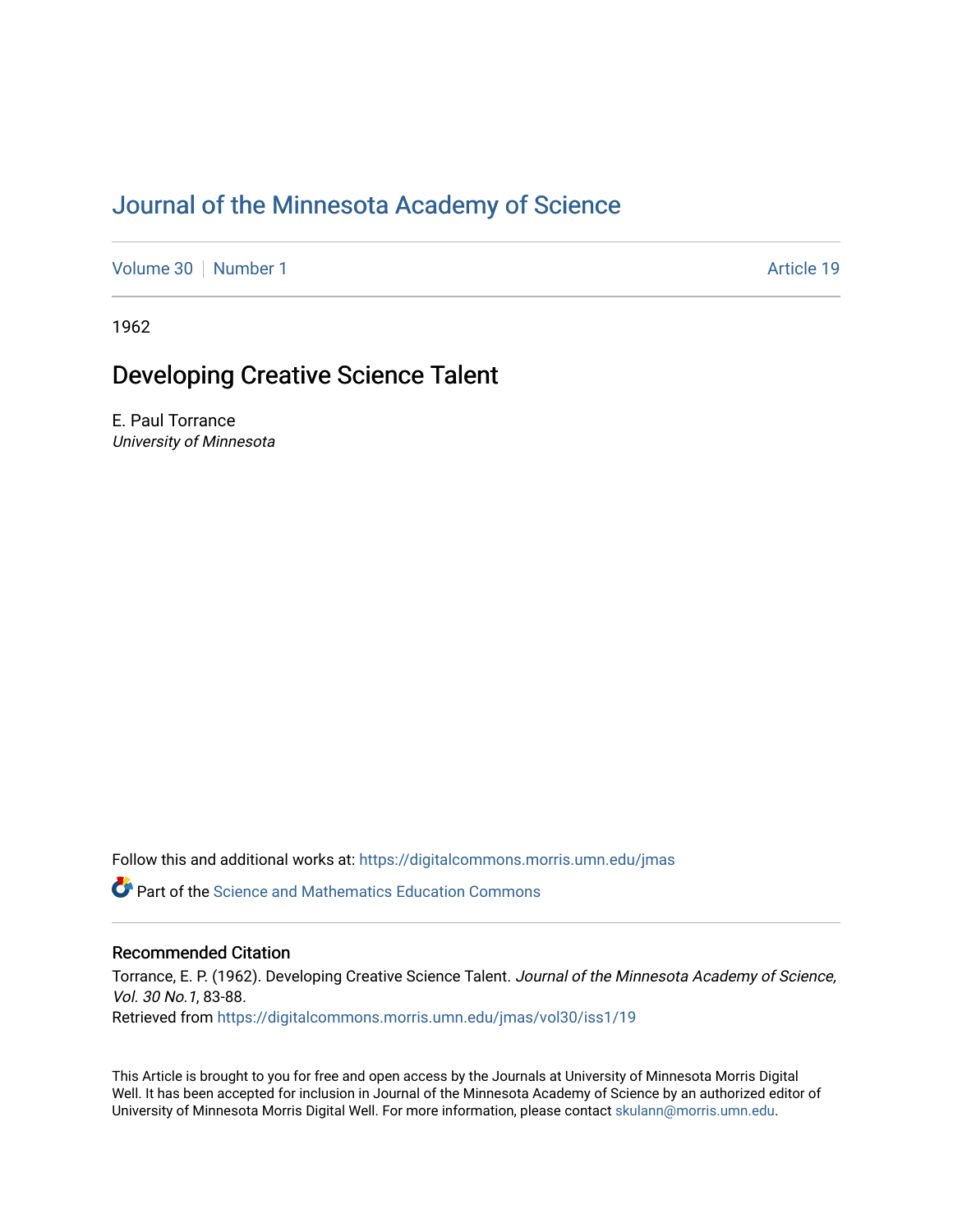# Journal of the Minnesota Academy of Science

Volume 30 | Number 1 | Article 19

1962

## Developing Creative Science Talent

E. Paul Torrance
*University of Minnesota*

Follow this and additional works at: https://digitalcommons.morris.umn.edu/jmas

Part of the Science and Mathematics Education Commons

### Recommended Citation

Torrance, E. P. (1962). Developing Creative Science Talent. *Journal of the Minnesota Academy of Science, Vol. 30 No.1*, 83-88.
Retrieved from https://digitalcommons.morris.umn.edu/jmas/vol30/iss1/19

This Article is brought to you for free and open access by the Journals at University of Minnesota Morris Digital Well. It has been accepted for inclusion in Journal of the Minnesota Academy of Science by an authorized editor of University of Minnesota Morris Digital Well. For more information, please contact skulann@morris.umn.edu.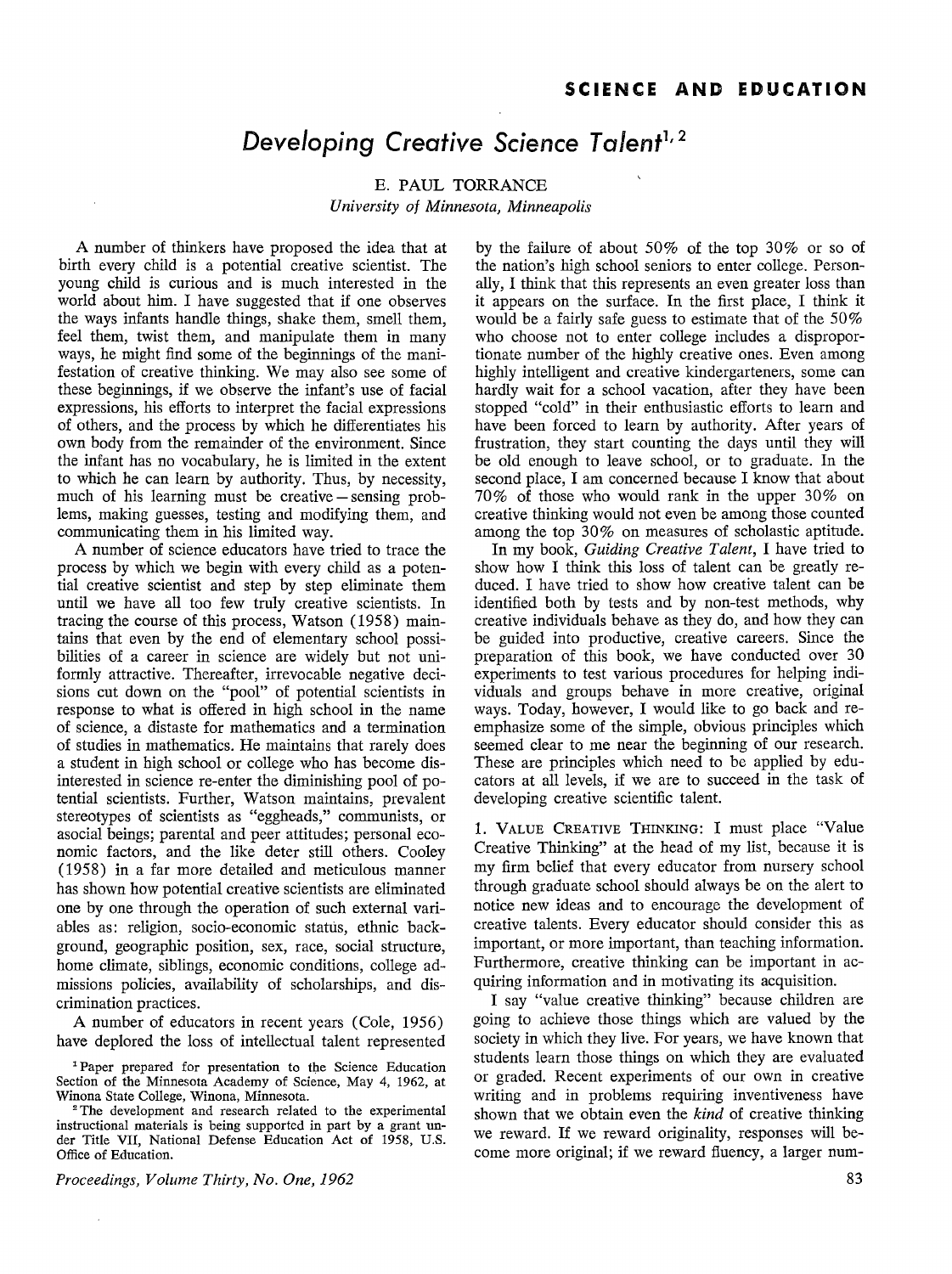## SCIENCE AND EDUCATION

# *Developing Creative Science Talent*[1, 2]

E. PAUL TORRANCE
*University of Minnesota, Minneapolis*

A number of thinkers have proposed the idea that at birth every child is a potential creative scientist. The young child is curious and is much interested in the world about him. I have suggested that if one observes the ways infants handle things, shake them, smell them, feel them, twist them, and manipulate them in many ways, he might find some of the beginnings of the manifestation of creative thinking. We may also see some of these beginnings, if we observe the infant's use of facial expressions, his efforts to interpret the facial expressions of others, and the process by which he differentiates his own body from the remainder of the environment. Since the infant has no vocabulary, he is limited in the extent to which he can learn by authority. Thus, by necessity, much of his learning must be creative – sensing problems, making guesses, testing and modifying them, and communicating them in his limited way.

A number of science educators have tried to trace the process by which we begin with every child as a potential creative scientist and step by step eliminate them until we have all too few truly creative scientists. In tracing the course of this process, Watson (1958) maintains that even by the end of elementary school possibilities of a career in science are widely but not uniformly attractive. Thereafter, irrevocable negative decisions cut down on the "pool" of potential scientists in response to what is offered in high school in the name of science, a distaste for mathematics and a termination of studies in mathematics. He maintains that rarely does a student in high school or college who has become disinterested in science re-enter the diminishing pool of potential scientists. Further, Watson maintains, prevalent stereotypes of scientists as "eggheads," communists, or asocial beings; parental and peer attitudes; personal economic factors, and the like deter still others. Cooley (1958) in a far more detailed and meticulous manner has shown how potential creative scientists are eliminated one by one through the operation of such external variables as: religion, socio-economic status, ethnic background, geographic position, sex, race, social structure, home climate, siblings, economic conditions, college admissions policies, availability of scholarships, and discrimination practices.

A number of educators in recent years (Cole, 1956) have deplored the loss of intellectual talent represented by the failure of about 50% of the top 30% or so of the nation's high school seniors to enter college. Personally, I think that this represents an even greater loss than it appears on the surface. In the first place, I think it would be a fairly safe guess to estimate that of the 50% who choose not to enter college includes a disproportionate number of the highly creative ones. Even among highly intelligent and creative kindergarteners, some can hardly wait for a school vacation, after they have been stopped "cold" in their enthusiastic efforts to learn and have been forced to learn by authority. After years of frustration, they start counting the days until they will be old enough to leave school, or to graduate. In the second place, I am concerned because I know that about 70% of those who would rank in the upper 30% on creative thinking would not even be among those counted among the top 30% on measures of scholastic aptitude.

In my book, *Guiding Creative Talent*, I have tried to show how I think this loss of talent can be greatly reduced. I have tried to show how creative talent can be identified both by tests and by non-test methods, why creative individuals behave as they do, and how they can be guided into productive, creative careers. Since the preparation of this book, we have conducted over 30 experiments to test various procedures for helping individuals and groups behave in more creative, original ways. Today, however, I would like to go back and re-emphasize some of the simple, obvious principles which seemed clear to me near the beginning of our research. These are principles which need to be applied by educators at all levels, if we are to succeed in the task of developing creative scientific talent.

1. VALUE CREATIVE THINKING: I must place "Value Creative Thinking" at the head of my list, because it is my firm belief that every educator from nursery school through graduate school should always be on the alert to notice new ideas and to encourage the development of creative talents. Every educator should consider this as important, or more important, than teaching information. Furthermore, creative thinking can be important in acquiring information and in motivating its acquisition.

I say "value creative thinking" because children are going to achieve those things which are valued by the society in which they live. For years, we have known that students learn those things on which they are evaluated or graded. Recent experiments of our own in creative writing and in problems requiring inventiveness have shown that we obtain even the *kind* of creative thinking we reward. If we reward originality, responses will become more original; if we reward fluency, a larger num-

[1] Paper prepared for presentation to the Science Education Section of the Minnesota Academy of Science, May 4, 1962, at Winona State College, Winona, Minnesota.

[2] The development and research related to the experimental instructional materials is being supported in part by a grant under Title VII, National Defense Education Act of 1958, U.S. Office of Education.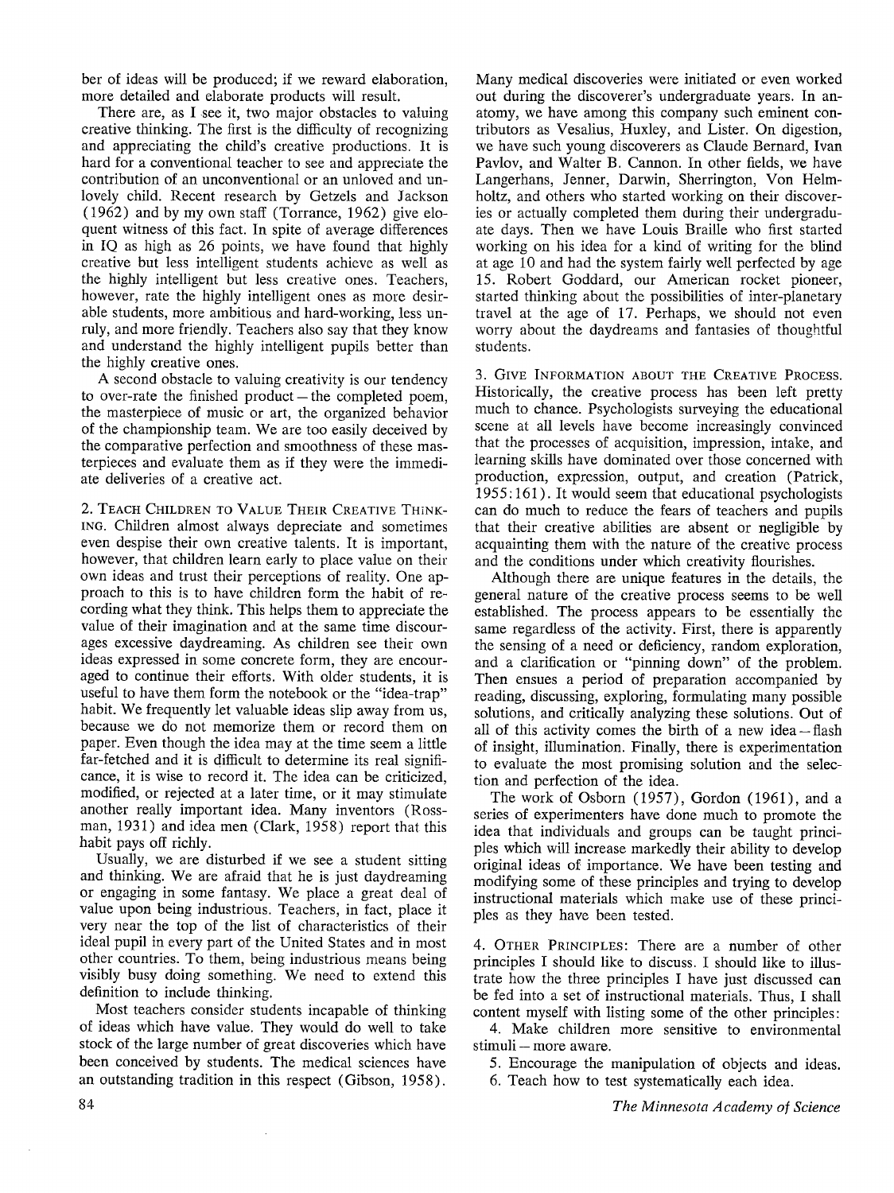ber of ideas will be produced; if we reward elaboration, more detailed and elaborate products will result.

There are, as I see it, two major obstacles to valuing creative thinking. The first is the difficulty of recognizing and appreciating the child's creative productions. It is hard for a conventional teacher to see and appreciate the contribution of an unconventional or an unloved and unlovely child. Recent research by Getzels and Jackson (1962) and by my own staff (Torrance, 1962) give eloquent witness of this fact. In spite of average differences in IQ as high as 26 points, we have found that highly creative but less intelligent students achieve as well as the highly intelligent but less creative ones. Teachers, however, rate the highly intelligent ones as more desirable students, more ambitious and hard-working, less unruly, and more friendly. Teachers also say that they know and understand the highly intelligent pupils better than the highly creative ones.

A second obstacle to valuing creativity is our tendency to over-rate the finished product – the completed poem, the masterpiece of music or art, the organized behavior of the championship team. We are too easily deceived by the comparative perfection and smoothness of these masterpieces and evaluate them as if they were the immediate deliveries of a creative act.

2. Teach Children to Value Their Creative Thinking. Children almost always depreciate and sometimes even despise their own creative talents. It is important, however, that children learn early to place value on their own ideas and trust their perceptions of reality. One approach to this is to have children form the habit of recording what they think. This helps them to appreciate the value of their imagination and at the same time discourages excessive daydreaming. As children see their own ideas expressed in some concrete form, they are encouraged to continue their efforts. With older students, it is useful to have them form the notebook or the "idea-trap" habit. We frequently let valuable ideas slip away from us, because we do not memorize them or record them on paper. Even though the idea may at the time seem a little far-fetched and it is difficult to determine its real significance, it is wise to record it. The idea can be criticized, modified, or rejected at a later time, or it may stimulate another really important idea. Many inventors (Rossman, 1931) and idea men (Clark, 1958) report that this habit pays off richly.

Usually, we are disturbed if we see a student sitting and thinking. We are afraid that he is just daydreaming or engaging in some fantasy. We place a great deal of value upon being industrious. Teachers, in fact, place it very near the top of the list of characteristics of their ideal pupil in every part of the United States and in most other countries. To them, being industrious means being visibly busy doing something. We need to extend this definition to include thinking.

Most teachers consider students incapable of thinking of ideas which have value. They would do well to take stock of the large number of great discoveries which have been conceived by students. The medical sciences have an outstanding tradition in this respect (Gibson, 1958). Many medical discoveries were initiated or even worked out during the discoverer's undergraduate years. In anatomy, we have among this company such eminent contributors as Vesalius, Huxley, and Lister. On digestion, we have such young discoverers as Claude Bernard, Ivan Pavlov, and Walter B. Cannon. In other fields, we have Langerhans, Jenner, Darwin, Sherrington, Von Helmholtz, and others who started working on their discoveries or actually completed them during their undergraduate days. Then we have Louis Braille who first started working on his idea for a kind of writing for the blind at age 10 and had the system fairly well perfected by age 15. Robert Goddard, our American rocket pioneer, started thinking about the possibilities of inter-planetary travel at the age of 17. Perhaps, we should not even worry about the daydreams and fantasies of thoughtful students.

3. Give Information about the Creative Process. Historically, the creative process has been left pretty much to chance. Psychologists surveying the educational scene at all levels have become increasingly convinced that the processes of acquisition, impression, intake, and learning skills have dominated over those concerned with production, expression, output, and creation (Patrick, 1955:161). It would seem that educational psychologists can do much to reduce the fears of teachers and pupils that their creative abilities are absent or negligible by acquainting them with the nature of the creative process and the conditions under which creativity flourishes.

Although there are unique features in the details, the general nature of the creative process seems to be well established. The process appears to be essentially the same regardless of the activity. First, there is apparently the sensing of a need or deficiency, random exploration, and a clarification or "pinning down" of the problem. Then ensues a period of preparation accompanied by reading, discussing, exploring, formulating many possible solutions, and critically analyzing these solutions. Out of all of this activity comes the birth of a new idea – flash of insight, illumination. Finally, there is experimentation to evaluate the most promising solution and the selection and perfection of the idea.

The work of Osborn (1957), Gordon (1961), and a series of experimenters have done much to promote the idea that individuals and groups can be taught principles which will increase markedly their ability to develop original ideas of importance. We have been testing and modifying some of these principles and trying to develop instructional materials which make use of these principles as they have been tested.

4. Other Principles: There are a number of other principles I should like to discuss. I should like to illustrate how the three principles I have just discussed can be fed into a set of instructional materials. Thus, I shall content myself with listing some of the other principles:

4. Make children more sensitive to environmental stimuli – more aware.

5. Encourage the manipulation of objects and ideas.

6. Teach how to test systematically each idea.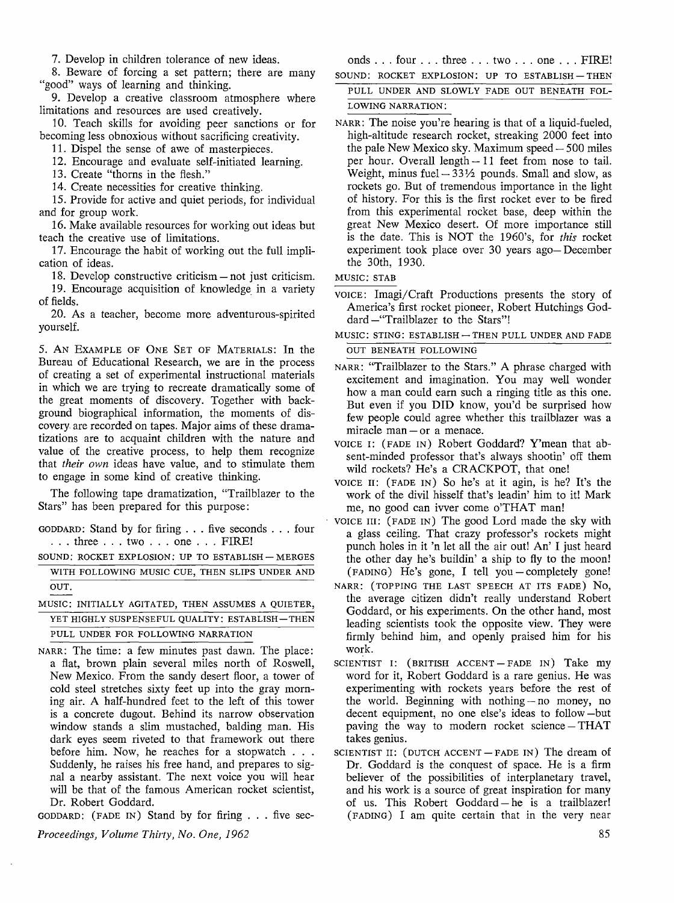7. Develop in children tolerance of new ideas.

8. Beware of forcing a set pattern; there are many "good" ways of learning and thinking.

9. Develop a creative classroom atmosphere where limitations and resources are used creatively.

10. Teach skills for avoiding peer sanctions or for becoming less obnoxious without sacrificing creativity.

11. Dispel the sense of awe of masterpieces.

12. Encourage and evaluate self-initiated learning.

13. Create "thorns in the flesh."

14. Create necessities for creative thinking.

15. Provide for active and quiet periods, for individual and for group work.

16. Make available resources for working out ideas but teach the creative use of limitations.

17. Encourage the habit of working out the full implication of ideas.

18. Develop constructive criticism — not just criticism.

19. Encourage acquisition of knowledge in a variety of fields.

20. As a teacher, become more adventurous-spirited yourself.

5. AN EXAMPLE OF ONE SET OF MATERIALS: In the Bureau of Educational Research, we are in the process of creating a set of experimental instructional materials in which we are trying to recreate dramatically some of the great moments of discovery. Together with background biographical information, the moments of discovery are recorded on tapes. Major aims of these dramatizations are to acquaint children with the nature and value of the creative process, to help them recognize that *their own* ideas have value, and to stimulate them to engage in some kind of creative thinking.

The following tape dramatization, "Trailblazer to the Stars" has been prepared for this purpose:

GODDARD: Stand by for firing . . . five seconds . . . four . . . three . . . two . . . one . . . FIRE!

SOUND: ROCKET EXPLOSION: UP TO ESTABLISH — MERGES WITH FOLLOWING MUSIC CUE, THEN SLIPS UNDER AND OUT.

MUSIC: INITIALLY AGITATED, THEN ASSUMES A QUIETER, YET HIGHLY SUSPENSEFUL QUALITY: ESTABLISH—THEN PULL UNDER FOR FOLLOWING NARRATION

NARR: The time: a few minutes past dawn. The place: a flat, brown plain several miles north of Roswell, New Mexico. From the sandy desert floor, a tower of cold steel stretches sixty feet up into the gray morning air. A half-hundred feet to the left of this tower is a concrete dugout. Behind its narrow observation window stands a slim mustached, balding man. His dark eyes seem riveted to that framework out there before him. Now, he reaches for a stopwatch . . . Suddenly, he raises his free hand, and prepares to signal a nearby assistant. The next voice you will hear will be that of the famous American rocket scientist, Dr. Robert Goddard.

GODDARD: (FADE IN) Stand by for firing . . . five seconds . . . four . . . three . . . two . . . one . . . FIRE!

SOUND: ROCKET EXPLOSION: UP TO ESTABLISH — THEN PULL UNDER AND SLOWLY FADE OUT BENEATH FOLLOWING NARRATION:

NARR: The noise you're hearing is that of a liquid-fueled, high-altitude research rocket, streaking 2000 feet into the pale New Mexico sky. Maximum speed — 500 miles per hour. Overall length — 11 feet from nose to tail. Weight, minus fuel — 33½ pounds. Small and slow, as rockets go. But of tremendous importance in the light of history. For this is the first rocket ever to be fired from this experimental rocket base, deep within the great New Mexico desert. Of more importance still is the date. This is NOT the 1960's, for *this* rocket experiment took place over 30 years ago — December the 30th, 1930.

MUSIC: STAB

VOICE: Imagi/Craft Productions presents the story of America's first rocket pioneer, Robert Hutchings Goddard —"Trailblazer to the Stars"!

MUSIC: STING: ESTABLISH — THEN PULL UNDER AND FADE OUT BENEATH FOLLOWING

NARR: "Trailblazer to the Stars." A phrase charged with excitement and imagination. You may well wonder how a man could earn such a ringing title as this one. But even if you DID know, you'd be surprised how few people could agree whether this trailblazer was a miracle man — or a menace.

VOICE I: (FADE IN) Robert Goddard? Y'mean that absent-minded professor that's always shootin' off them wild rockets? He's a CRACKPOT, that one!

VOICE II: (FADE IN) So he's at it agin, is he? It's the work of the divil hisself that's leadin' him to it! Mark me, no good can ivver come o'THAT man!

VOICE III: (FADE IN) The good Lord made the sky with a glass ceiling. That crazy professor's rockets might punch holes in it 'n let all the air out! An' I just heard the other day he's buildin' a ship to fly to the moon! (FADING) He's gone, I tell you — completely gone!

NARR: (TOPPING THE LAST SPEECH AT ITS FADE) No, the average citizen didn't really understand Robert Goddard, or his experiments. On the other hand, most leading scientists took the opposite view. They were firmly behind him, and openly praised him for his work.

SCIENTIST I: (BRITISH ACCENT — FADE IN) Take my word for it, Robert Goddard is a rare genius. He was experimenting with rockets years before the rest of the world. Beginning with nothing — no money, no decent equipment, no one else's ideas to follow — but paving the way to modern rocket science — THAT takes genius.

SCIENTIST II: (DUTCH ACCENT — FADE IN) The dream of Dr. Goddard is the conquest of space. He is a firm believer of the possibilities of interplanetary travel, and his work is a source of great inspiration for many of us. This Robert Goddard — he is a trailblazer! (FADING) I am quite certain that in the very near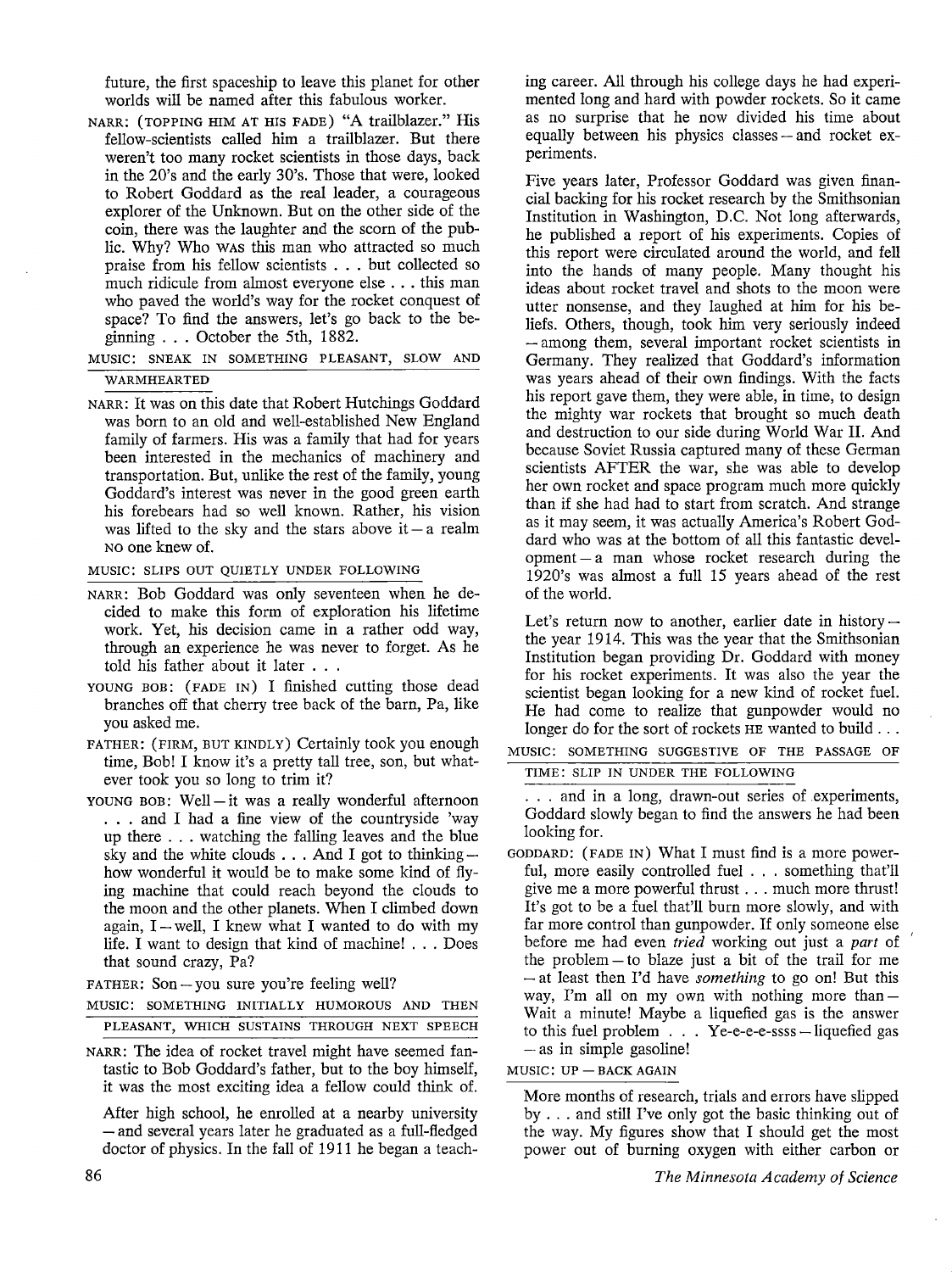future, the first spaceship to leave this planet for other worlds will be named after this fabulous worker.

NARR: (TOPPING HIM AT HIS FADE) "A trailblazer." His fellow-scientists called him a trailblazer. But there weren't too many rocket scientists in those days, back in the 20's and the early 30's. Those that were, looked to Robert Goddard as the real leader, a courageous explorer of the Unknown. But on the other side of the coin, there was the laughter and the scorn of the public. Why? Who WAS this man who attracted so much praise from his fellow scientists . . . but collected so much ridicule from almost everyone else . . . this man who paved the world's way for the rocket conquest of space? To find the answers, let's go back to the beginning . . . October the 5th, 1882.

MUSIC: SNEAK IN SOMETHING PLEASANT, SLOW AND WARMHEARTED

NARR: It was on this date that Robert Hutchings Goddard was born to an old and well-established New England family of farmers. His was a family that had for years been interested in the mechanics of machinery and transportation. But, unlike the rest of the family, young Goddard's interest was never in the good green earth his forebears had so well known. Rather, his vision was lifted to the sky and the stars above it — a realm NO one knew of.

MUSIC: SLIPS OUT QUIETLY UNDER FOLLOWING

NARR: Bob Goddard was only seventeen when he decided to make this form of exploration his lifetime work. Yet, his decision came in a rather odd way, through an experience he was never to forget. As he told his father about it later . . .

YOUNG BOB: (FADE IN) I finished cutting those dead branches off that cherry tree back of the barn, Pa, like you asked me.

FATHER: (FIRM, BUT KINDLY) Certainly took you enough time, Bob! I know it's a pretty tall tree, son, but whatever took you so long to trim it?

YOUNG BOB: Well — it was a really wonderful afternoon . . . and I had a fine view of the countryside 'way up there . . . watching the falling leaves and the blue sky and the white clouds . . . And I got to thinking — how wonderful it would be to make some kind of flying machine that could reach beyond the clouds to the moon and the other planets. When I climbed down again, I — well, I knew what I wanted to do with my life. I want to design that kind of machine! . . . Does that sound crazy, Pa?

FATHER: Son — you sure you're feeling well?

MUSIC: SOMETHING INITIALLY HUMOROUS AND THEN PLEASANT, WHICH SUSTAINS THROUGH NEXT SPEECH

NARR: The idea of rocket travel might have seemed fantastic to Bob Goddard's father, but to the boy himself, it was the most exciting idea a fellow could think of.

After high school, he enrolled at a nearby university — and several years later he graduated as a full-fledged doctor of physics. In the fall of 1911 he began a teaching career. All through his college days he had experimented long and hard with powder rockets. So it came as no surprise that he now divided his time about equally between his physics classes — and rocket experiments.

Five years later, Professor Goddard was given financial backing for his rocket research by the Smithsonian Institution in Washington, D.C. Not long afterwards, he published a report of his experiments. Copies of this report were circulated around the world, and fell into the hands of many people. Many thought his ideas about rocket travel and shots to the moon were utter nonsense, and they laughed at him for his beliefs. Others, though, took him very seriously indeed — among them, several important rocket scientists in Germany. They realized that Goddard's information was years ahead of their own findings. With the facts his report gave them, they were able, in time, to design the mighty war rockets that brought so much death and destruction to our side during World War II. And because Soviet Russia captured many of these German scientists AFTER the war, she was able to develop her own rocket and space program much more quickly than if she had had to start from scratch. And strange as it may seem, it was actually America's Robert Goddard who was at the bottom of all this fantastic development — a man whose rocket research during the 1920's was almost a full 15 years ahead of the rest of the world.

Let's return now to another, earlier date in history — the year 1914. This was the year that the Smithsonian Institution began providing Dr. Goddard with money for his rocket experiments. It was also the year the scientist began looking for a new kind of rocket fuel. He had come to realize that gunpowder would no longer do for the sort of rockets HE wanted to build . . .

MUSIC: SOMETHING SUGGESTIVE OF THE PASSAGE OF TIME: SLIP IN UNDER THE FOLLOWING

. . . and in a long, drawn-out series of experiments, Goddard slowly began to find the answers he had been looking for.

GODDARD: (FADE IN) What I must find is a more powerful, more easily controlled fuel . . . something that'll give me a more powerful thrust . . . much more thrust! It's got to be a fuel that'll burn more slowly, and with far more control than gunpowder. If only someone else before me had even *tried* working out just a *part* of the problem — to blaze just a bit of the trail for me — at least then I'd have *something* to go on! But this way, I'm all on my own with nothing more than — Wait a minute! Maybe a liquefied gas is the answer to this fuel problem . . . Ye-e-e-e-ssss — liquefied gas — as in simple gasoline!

MUSIC: UP — BACK AGAIN

More months of research, trials and errors have slipped by . . . and still I've only got the basic thinking out of the way. My figures show that I should get the most power out of burning oxygen with either carbon or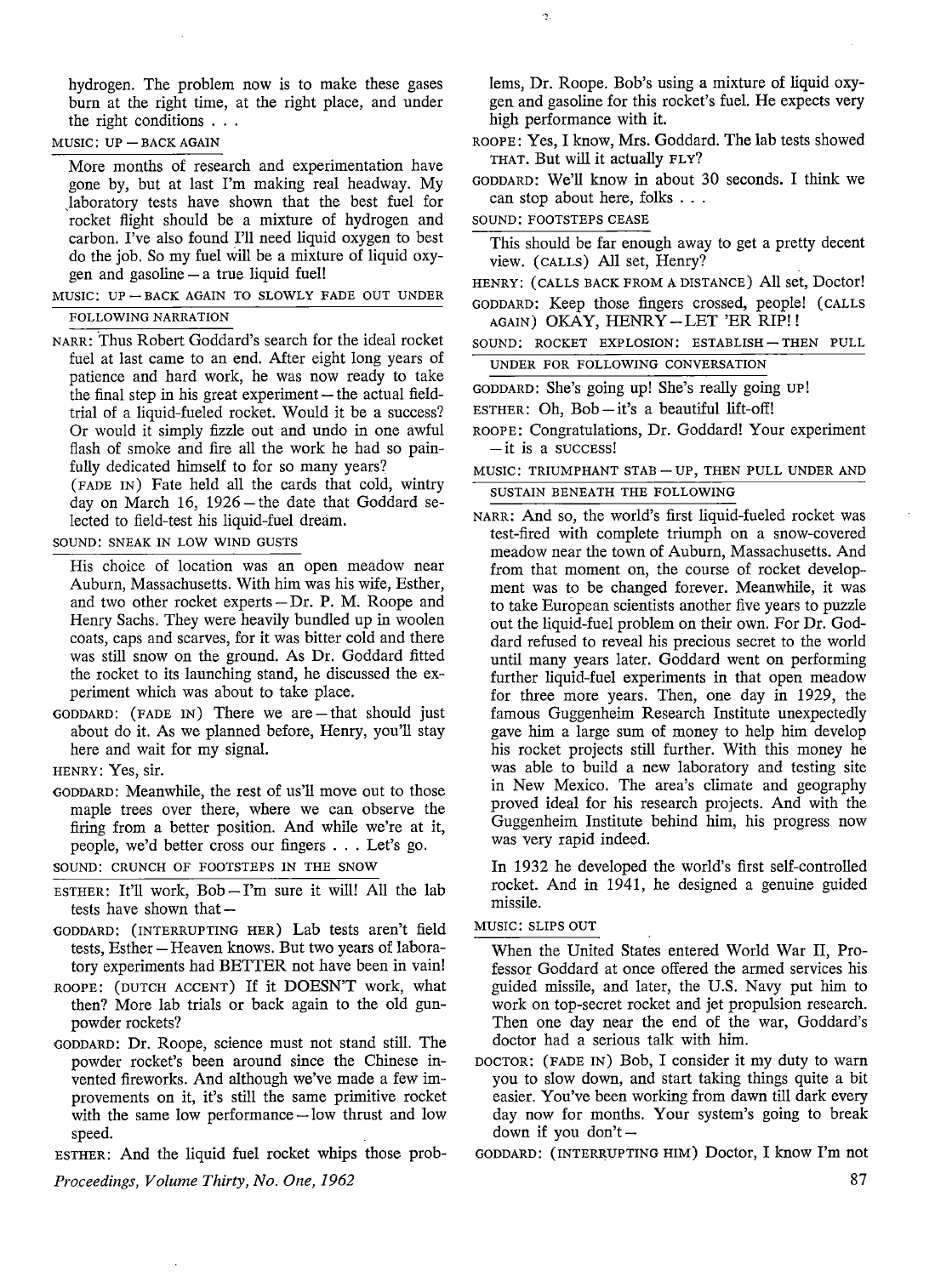hydrogen. The problem now is to make these gases burn at the right time, at the right place, and under the right conditions . . .

MUSIC: UP — BACK AGAIN

More months of research and experimentation have gone by, but at last I'm making real headway. My laboratory tests have shown that the best fuel for rocket flight should be a mixture of hydrogen and carbon. I've also found I'll need liquid oxygen to best do the job. So my fuel will be a mixture of liquid oxygen and gasoline — a true liquid fuel!

MUSIC: UP — BACK AGAIN TO SLOWLY FADE OUT UNDER FOLLOWING NARRATION

NARR: Thus Robert Goddard's search for the ideal rocket fuel at last came to an end. After eight long years of patience and hard work, he was now ready to take the final step in his great experiment — the actual field-trial of a liquid-fueled rocket. Would it be a success? Or would it simply fizzle out and undo in one awful flash of smoke and fire all the work he had so painfully dedicated himself to for so many years?

(FADE IN) Fate held all the cards that cold, wintry day on March 16, 1926 — the date that Goddard selected to field-test his liquid-fuel dream.

SOUND: SNEAK IN LOW WIND GUSTS

His choice of location was an open meadow near Auburn, Massachusetts. With him was his wife, Esther, and two other rocket experts — Dr. P. M. Roope and Henry Sachs. They were heavily bundled up in woolen coats, caps and scarves, for it was bitter cold and there was still snow on the ground. As Dr. Goddard fitted the rocket to its launching stand, he discussed the experiment which was about to take place.

GODDARD: (FADE IN) There we are — that should just about do it. As we planned before, Henry, you'll stay here and wait for my signal.

HENRY: Yes, sir.

GODDARD: Meanwhile, the rest of us'll move out to those maple trees over there, where we can observe the firing from a better position. And while we're at it, people, we'd better cross our fingers . . . Let's go.

SOUND: CRUNCH OF FOOTSTEPS IN THE SNOW

ESTHER: It'll work, Bob — I'm sure it will! All the lab tests have shown that —

GODDARD: (INTERRUPTING HER) Lab tests aren't field tests, Esther — Heaven knows. But two years of laboratory experiments had BETTER not have been in vain!

ROOPE: (DUTCH ACCENT) If it DOESN'T work, what then? More lab trials or back again to the old gunpowder rockets?

GODDARD: Dr. Roope, science must not stand still. The powder rocket's been around since the Chinese invented fireworks. And although we've made a few improvements on it, it's still the same primitive rocket with the same low performance — low thrust and low speed.

ESTHER: And the liquid fuel rocket whips those problems, Dr. Roope. Bob's using a mixture of liquid oxygen and gasoline for this rocket's fuel. He expects very high performance with it.

ROOPE: Yes, I know, Mrs. Goddard. The lab tests showed THAT. But will it actually FLY?

GODDARD: We'll know in about 30 seconds. I think we can stop about here, folks . . .

SOUND: FOOTSTEPS CEASE

This should be far enough away to get a pretty decent view. (CALLS) All set, Henry?

HENRY: (CALLS BACK FROM A DISTANCE) All set, Doctor!

GODDARD: Keep those fingers crossed, people! (CALLS AGAIN) OKAY, HENRY — LET 'ER RIP!!

SOUND: ROCKET EXPLOSION: ESTABLISH — THEN PULL UNDER FOR FOLLOWING CONVERSATION

GODDARD: She's going up! She's really going UP!

ESTHER: Oh, Bob — it's a beautiful lift-off!

ROOPE: Congratulations, Dr. Goddard! Your experiment — it is a SUCCESS!

MUSIC: TRIUMPHANT STAB — UP, THEN PULL UNDER AND SUSTAIN BENEATH THE FOLLOWING

NARR: And so, the world's first liquid-fueled rocket was test-fired with complete triumph on a snow-covered meadow near the town of Auburn, Massachusetts. And from that moment on, the course of rocket development was to be changed forever. Meanwhile, it was to take European scientists another five years to puzzle out the liquid-fuel problem on their own. For Dr. Goddard refused to reveal his precious secret to the world until many years later. Goddard went on performing further liquid-fuel experiments in that open meadow for three more years. Then, one day in 1929, the famous Guggenheim Research Institute unexpectedly gave him a large sum of money to help him develop his rocket projects still further. With this money he was able to build a new laboratory and testing site in New Mexico. The area's climate and geography proved ideal for his research projects. And with the Guggenheim Institute behind him, his progress now was very rapid indeed.

In 1932 he developed the world's first self-controlled rocket. And in 1941, he designed a genuine guided missile.

MUSIC: SLIPS OUT

When the United States entered World War II, Professor Goddard at once offered the armed services his guided missile, and later, the U.S. Navy put him to work on top-secret rocket and jet propulsion research. Then one day near the end of the war, Goddard's doctor had a serious talk with him.

DOCTOR: (FADE IN) Bob, I consider it my duty to warn you to slow down, and start taking things quite a bit easier. You've been working from dawn till dark every day now for months. Your system's going to break down if you don't —

GODDARD: (INTERRUPTING HIM) Doctor, I know I'm not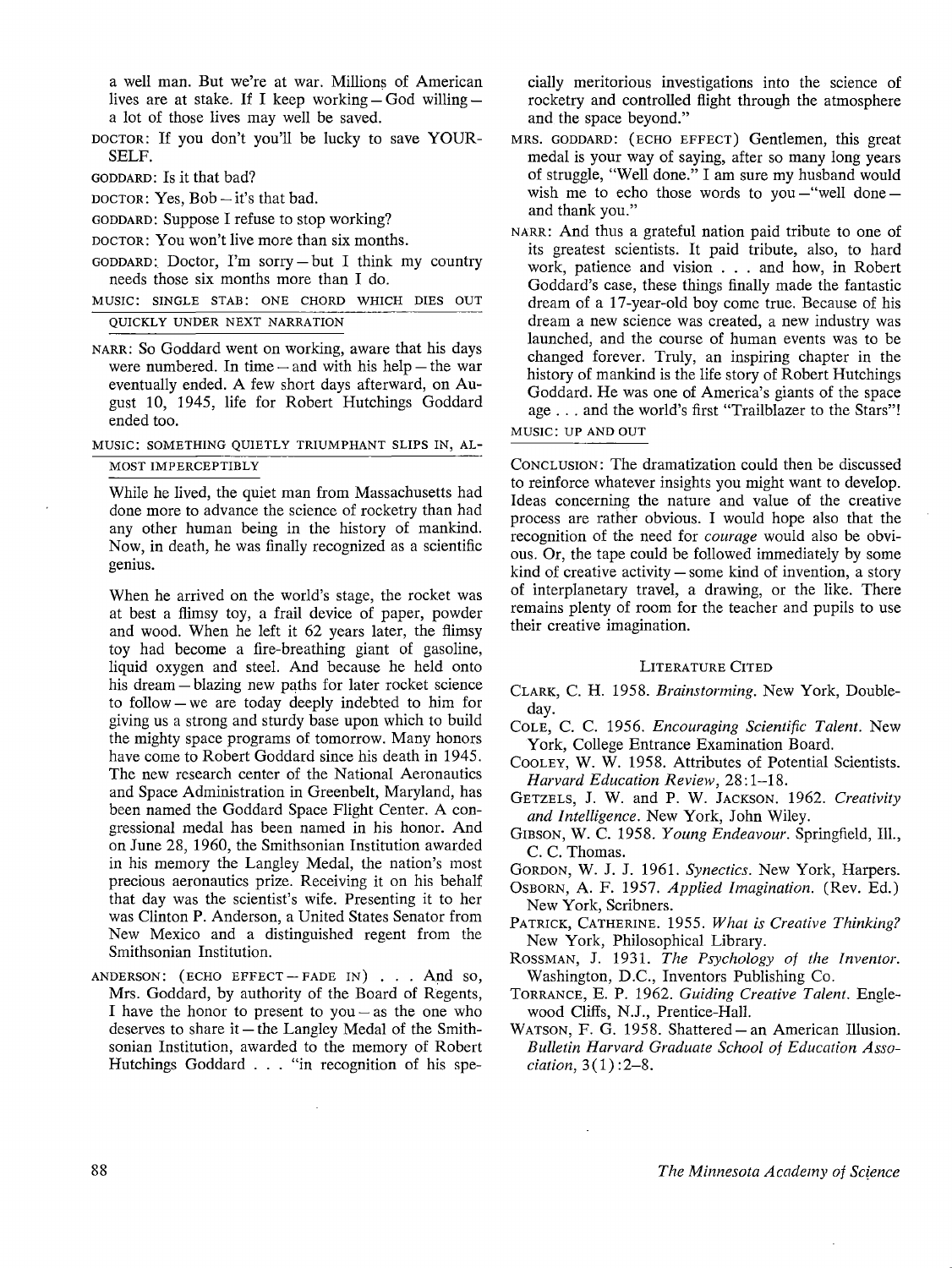a well man. But we're at war. Millions of American lives are at stake. If I keep working – God willing – a lot of those lives may well be saved.

DOCTOR: If you don't you'll be lucky to save YOURSELF.

GODDARD: Is it that bad?

DOCTOR: Yes, Bob – it's that bad.

GODDARD: Suppose I refuse to stop working?

DOCTOR: You won't live more than six months.

GODDARD: Doctor, I'm sorry – but I think my country needs those six months more than I do.

MUSIC: SINGLE STAB: ONE CHORD WHICH DIES OUT QUICKLY UNDER NEXT NARRATION

NARR: So Goddard went on working, aware that his days were numbered. In time – and with his help – the war eventually ended. A few short days afterward, on August 10, 1945, life for Robert Hutchings Goddard ended too.

MUSIC: SOMETHING QUIETLY TRIUMPHANT SLIPS IN, ALMOST IMPERCEPTIBLY

While he lived, the quiet man from Massachusetts had done more to advance the science of rocketry than had any other human being in the history of mankind. Now, in death, he was finally recognized as a scientific genius.

When he arrived on the world's stage, the rocket was at best a flimsy toy, a frail device of paper, powder and wood. When he left it 62 years later, the flimsy toy had become a fire-breathing giant of gasoline, liquid oxygen and steel. And because he held onto his dream – blazing new paths for later rocket science to follow – we are today deeply indebted to him for giving us a strong and sturdy base upon which to build the mighty space programs of tomorrow. Many honors have come to Robert Goddard since his death in 1945. The new research center of the National Aeronautics and Space Administration in Greenbelt, Maryland, has been named the Goddard Space Flight Center. A congressional medal has been named in his honor. And on June 28, 1960, the Smithsonian Institution awarded in his memory the Langley Medal, the nation's most precious aeronautics prize. Receiving it on his behalf that day was the scientist's wife. Presenting it to her was Clinton P. Anderson, a United States Senator from New Mexico and a distinguished regent from the Smithsonian Institution.

ANDERSON: (ECHO EFFECT – FADE IN) . . . And so, Mrs. Goddard, by authority of the Board of Regents, I have the honor to present to you – as the one who deserves to share it – the Langley Medal of the Smithsonian Institution, awarded to the memory of Robert Hutchings Goddard . . . "in recognition of his specially meritorious investigations into the science of rocketry and controlled flight through the atmosphere and the space beyond."

MRS. GODDARD: (ECHO EFFECT) Gentlemen, this great medal is your way of saying, after so many long years of struggle, "Well done." I am sure my husband would wish me to echo those words to you – "well done – and thank you."

NARR: And thus a grateful nation paid tribute to one of its greatest scientists. It paid tribute, also, to hard work, patience and vision . . . and how, in Robert Goddard's case, these things finally made the fantastic dream of a 17-year-old boy come true. Because of his dream a new science was created, a new industry was launched, and the course of human events was to be changed forever. Truly, an inspiring chapter in the history of mankind is the life story of Robert Hutchings Goddard. He was one of America's giants of the space age . . . and the world's first "Trailblazer to the Stars"!

MUSIC: UP AND OUT

CONCLUSION: The dramatization could then be discussed to reinforce whatever insights you might want to develop. Ideas concerning the nature and value of the creative process are rather obvious. I would hope also that the recognition of the need for *courage* would also be obvious. Or, the tape could be followed immediately by some kind of creative activity – some kind of invention, a story of interplanetary travel, a drawing, or the like. There remains plenty of room for the teacher and pupils to use their creative imagination.

## LITERATURE CITED

CLARK, C. H. 1958. *Brainstorming*. New York, Doubleday.

COLE, C. C. 1956. *Encouraging Scientific Talent*. New York, College Entrance Examination Board.

COOLEY, W. W. 1958. Attributes of Potential Scientists. *Harvard Education Review*, 28:1–18.

GETZELS, J. W. and P. W. JACKSON. 1962. *Creativity and Intelligence*. New York, John Wiley.

GIBSON, W. C. 1958. *Young Endeavour*. Springfield, Ill., C. C. Thomas.

GORDON, W. J. J. 1961. *Synectics*. New York, Harpers.

OSBORN, A. F. 1957. *Applied Imagination*. (Rev. Ed.) New York, Scribners.

PATRICK, CATHERINE. 1955. *What is Creative Thinking?* New York, Philosophical Library.

ROSSMAN, J. 1931. *The Psychology of the Inventor*. Washington, D.C., Inventors Publishing Co.

TORRANCE, E. P. 1962. *Guiding Creative Talent*. Englewood Cliffs, N.J., Prentice-Hall.

WATSON, F. G. 1958. Shattered – an American Illusion. *Bulletin Harvard Graduate School of Education Association*, 3(1):2–8.